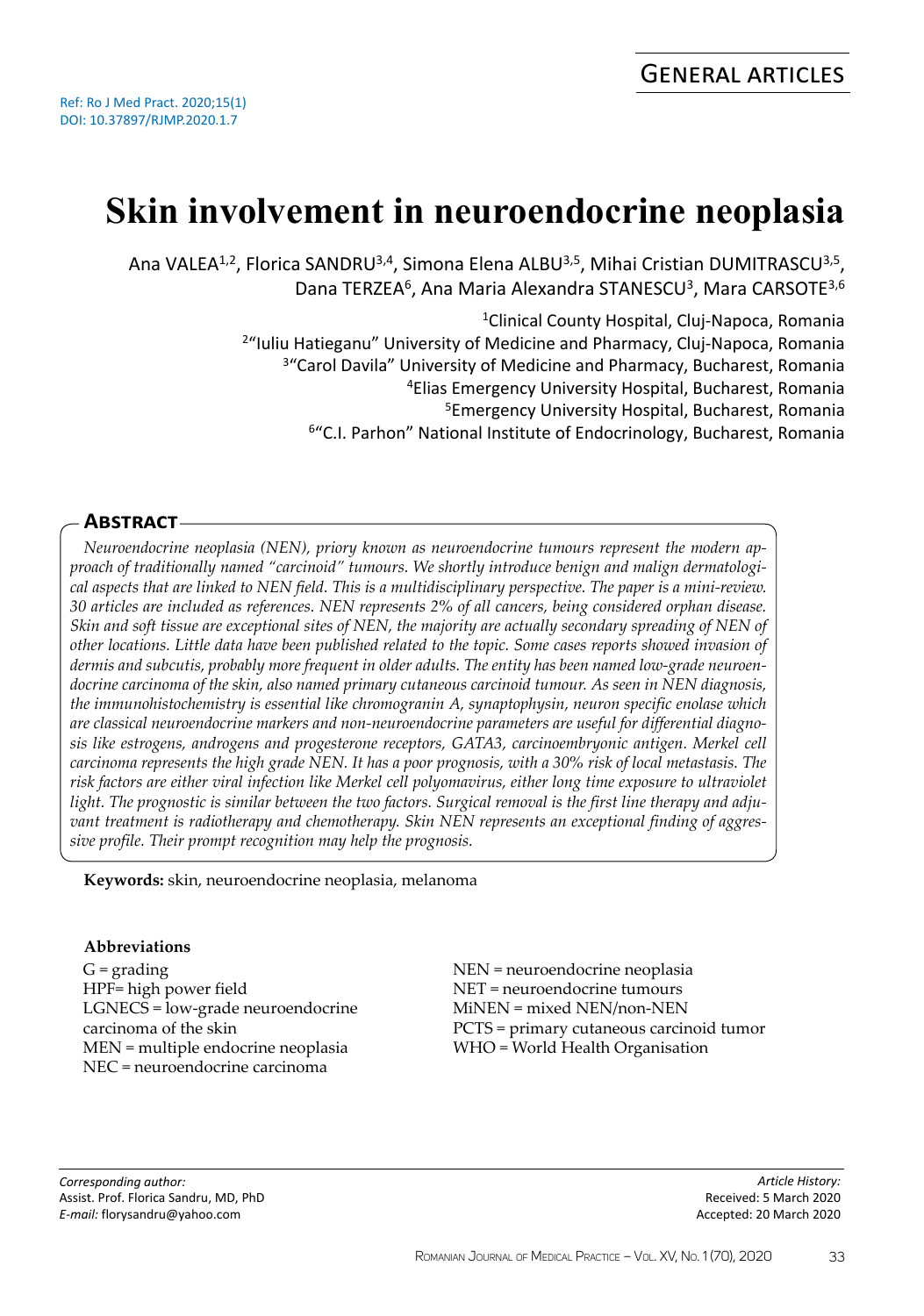GENERAL ARTICLES

Ref: Ro J Med Pract. 2020;15(1)
DOI: 10.37897/RJMP.2020.1.7

# Skin involvement in neuroendocrine neoplasia

Ana VALEA[1,2], Florica SANDRU[3,4], Simona Elena ALBU[3,5], Mihai Cristian DUMITRASCU[3,5], Dana TERZEA[6], Ana Maria Alexandra STANESCU[3], Mara CARSOTE[3,6]

[1]Clinical County Hospital, Cluj-Napoca, Romania
[2]"Iuliu Hatieganu" University of Medicine and Pharmacy, Cluj-Napoca, Romania
[3]"Carol Davila" University of Medicine and Pharmacy, Bucharest, Romania
[4]Elias Emergency University Hospital, Bucharest, Romania
[5]Emergency University Hospital, Bucharest, Romania
[6]"C.I. Parhon" National Institute of Endocrinology, Bucharest, Romania

## ABSTRACT

*Neuroendocrine neoplasia (NEN), priory known as neuroendocrine tumours represent the modern approach of traditionally named "carcinoid" tumours. We shortly introduce benign and malign dermatological aspects that are linked to NEN field. This is a multidisciplinary perspective. The paper is a mini-review. 30 articles are included as references. NEN represents 2% of all cancers, being considered orphan disease. Skin and soft tissue are exceptional sites of NEN, the majority are actually secondary spreading of NEN of other locations. Little data have been published related to the topic. Some cases reports showed invasion of dermis and subcutis, probably more frequent in older adults. The entity has been named low-grade neuroendocrine carcinoma of the skin, also named primary cutaneous carcinoid tumour. As seen in NEN diagnosis, the immunohistochemistry is essential like chromogranin A, synaptophysin, neuron specific enolase which are classical neuroendocrine markers and non-neuroendocrine parameters are useful for differential diagnosis like estrogens, androgens and progesterone receptors, GATA3, carcinoembryonic antigen. Merkel cell carcinoma represents the high grade NEN. It has a poor prognosis, with a 30% risk of local metastasis. The risk factors are either viral infection like Merkel cell polyomavirus, either long time exposure to ultraviolet light. The prognostic is similar between the two factors. Surgical removal is the first line therapy and adjuvant treatment is radiotherapy and chemotherapy. Skin NEN represents an exceptional finding of aggressive profile. Their prompt recognition may help the prognosis.*

**Keywords:** skin, neuroendocrine neoplasia, melanoma

**Abbreviations**

G = grading
HPF= high power field
LGNECS = low-grade neuroendocrine carcinoma of the skin
MEN = multiple endocrine neoplasia
NEC = neuroendocrine carcinoma
NEN = neuroendocrine neoplasia
NET = neuroendocrine tumours
MiNEN = mixed NEN/non-NEN
PCTS = primary cutaneous carcinoid tumor
WHO = World Health Organisation

*Corresponding author:*
Assist. Prof. Florica Sandru, MD, PhD
*E-mail:* florysandru@yahoo.com

*Article History:*
Received: 5 March 2020
Accepted: 20 March 2020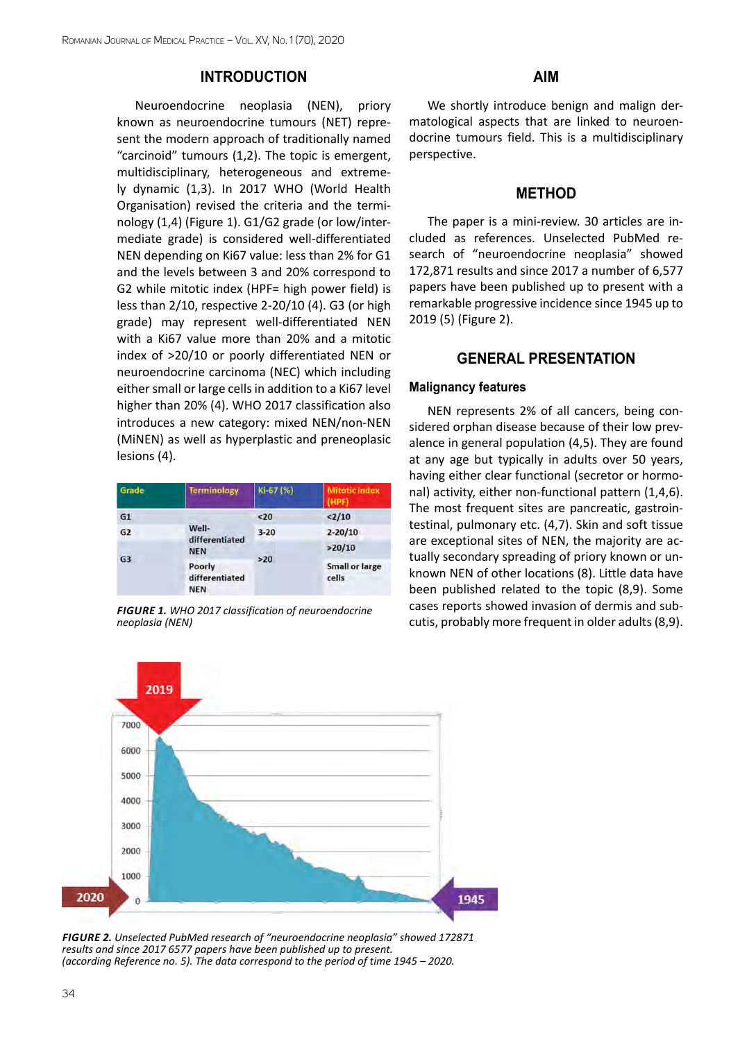## INTRODUCTION

Neuroendocrine neoplasia (NEN), priory known as neuroendocrine tumours (NET) represent the modern approach of traditionally named "carcinoid" tumours (1,2). The topic is emergent, multidisciplinary, heterogeneous and extremely dynamic (1,3). In 2017 WHO (World Health Organisation) revised the criteria and the terminology (1,4) (Figure 1). G1/G2 grade (or low/intermediate grade) is considered well-differentiated NEN depending on Ki67 value: less than 2% for G1 and the levels between 3 and 20% correspond to G2 while mitotic index (HPF= high power field) is less than 2/10, respective 2-20/10 (4). G3 (or high grade) may represent well-differentiated NEN with a Ki67 value more than 20% and a mitotic index of >20/10 or poorly differentiated NEN or neuroendocrine carcinoma (NEC) which including either small or large cells in addition to a Ki67 level higher than 20% (4). WHO 2017 classification also introduces a new category: mixed NEN/non-NEN (MiNEN) as well as hyperplastic and preneoplasic lesions (4).

| Grade | Terminology | Ki-67 (%) | Mitotic index (HPF) |
|---|---|---|---|
| G1 | Well-differentiated NEN | <20 | <2/10 |
| G2 | | 3-20 | 2-20/10 |
| G3 | | >20 | >20/10 |
| | Poorly differentiated NEN | | Small or large cells |

*FIGURE 1. WHO 2017 classification of neuroendocrine neoplasia (NEN)*

## AIM

We shortly introduce benign and malign dermatological aspects that are linked to neuroendocrine tumours field. This is a multidisciplinary perspective.

## METHOD

The paper is a mini-review. 30 articles are included as references. Unselected PubMed research of "neuroendocrine neoplasia" showed 172,871 results and since 2017 a number of 6,577 papers have been published up to present with a remarkable progressive incidence since 1945 up to 2019 (5) (Figure 2).

## GENERAL PRESENTATION

### Malignancy features

NEN represents 2% of all cancers, being considered orphan disease because of their low prevalence in general population (4,5). They are found at any age but typically in adults over 50 years, having either clear functional (secretor or hormonal) activity, either non-functional pattern (1,4,6). The most frequent sites are pancreatic, gastrointestinal, pulmonary etc. (4,7). Skin and soft tissue are exceptional sites of NEN, the majority are actually secondary spreading of priory known or unknown NEN of other locations (8). Little data have been published related to the topic (8,9). Some cases reports showed invasion of dermis and subcutis, probably more frequent in older adults (8,9).

*FIGURE 2. Unselected PubMed research of "neuroendocrine neoplasia" showed 172871 results and since 2017 6577 papers have been published up to present. (according Reference no. 5). The data correspond to the period of time 1945 – 2020.*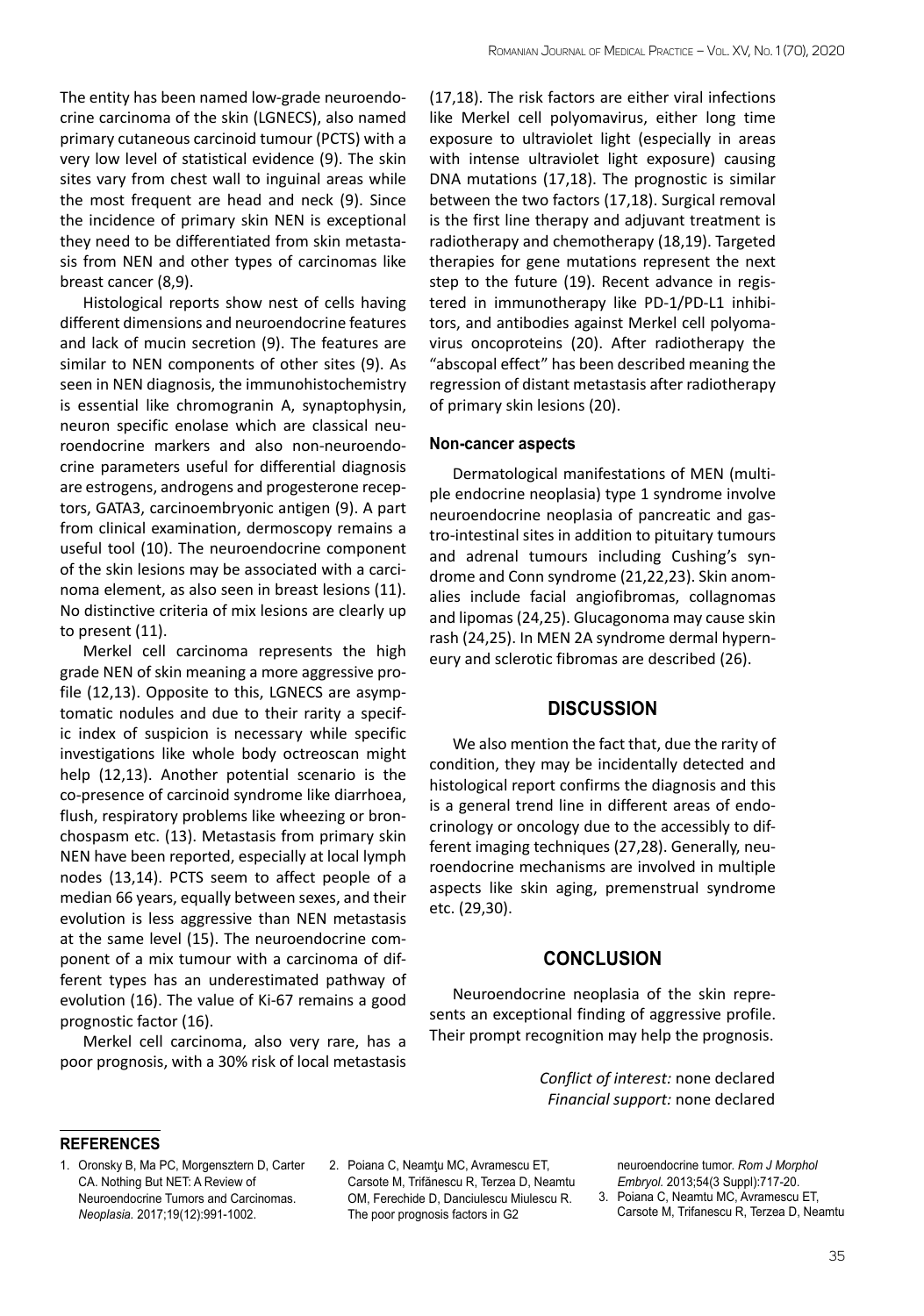The entity has been named low-grade neuroendocrine carcinoma of the skin (LGNECS), also named primary cutaneous carcinoid tumour (PCTS) with a very low level of statistical evidence (9). The skin sites vary from chest wall to inguinal areas while the most frequent are head and neck (9). Since the incidence of primary skin NEN is exceptional they need to be differentiated from skin metastasis from NEN and other types of carcinomas like breast cancer (8,9).

Histological reports show nest of cells having different dimensions and neuroendocrine features and lack of mucin secretion (9). The features are similar to NEN components of other sites (9). As seen in NEN diagnosis, the immunohistochemistry is essential like chromogranin A, synaptophysin, neuron specific enolase which are classical neuroendocrine markers and also non-neuroendocrine parameters useful for differential diagnosis are estrogens, androgens and progesterone receptors, GATA3, carcinoembryonic antigen (9). A part from clinical examination, dermoscopy remains a useful tool (10). The neuroendocrine component of the skin lesions may be associated with a carcinoma element, as also seen in breast lesions (11). No distinctive criteria of mix lesions are clearly up to present (11).

Merkel cell carcinoma represents the high grade NEN of skin meaning a more aggressive profile (12,13). Opposite to this, LGNECS are asymptomatic nodules and due to their rarity a specific index of suspicion is necessary while specific investigations like whole body octreoscan might help (12,13). Another potential scenario is the co-presence of carcinoid syndrome like diarrhoea, flush, respiratory problems like wheezing or bronchospasm etc. (13). Metastasis from primary skin NEN have been reported, especially at local lymph nodes (13,14). PCTS seem to affect people of a median 66 years, equally between sexes, and their evolution is less aggressive than NEN metastasis at the same level (15). The neuroendocrine component of a mix tumour with a carcinoma of different types has an underestimated pathway of evolution (16). The value of Ki-67 remains a good prognostic factor (16).

Merkel cell carcinoma, also very rare, has a poor prognosis, with a 30% risk of local metastasis (17,18). The risk factors are either viral infections like Merkel cell polyomavirus, either long time exposure to ultraviolet light (especially in areas with intense ultraviolet light exposure) causing DNA mutations (17,18). The prognostic is similar between the two factors (17,18). Surgical removal is the first line therapy and adjuvant treatment is radiotherapy and chemotherapy (18,19). Targeted therapies for gene mutations represent the next step to the future (19). Recent advance in registered in immunotherapy like PD-1/PD-L1 inhibitors, and antibodies against Merkel cell polyomavirus oncoproteins (20). After radiotherapy the "abscopal effect" has been described meaning the regression of distant metastasis after radiotherapy of primary skin lesions (20).

### Non-cancer aspects

Dermatological manifestations of MEN (multiple endocrine neoplasia) type 1 syndrome involve neuroendocrine neoplasia of pancreatic and gastro-intestinal sites in addition to pituitary tumours and adrenal tumours including Cushing's syndrome and Conn syndrome (21,22,23). Skin anomalies include facial angiofibromas, collagnomas and lipomas (24,25). Glucagonoma may cause skin rash (24,25). In MEN 2A syndrome dermal hyperneury and sclerotic fibromas are described (26).

## DISCUSSION

We also mention the fact that, due the rarity of condition, they may be incidentally detected and histological report confirms the diagnosis and this is a general trend line in different areas of endocrinology or oncology due to the accessibly to different imaging techniques (27,28). Generally, neuroendocrine mechanisms are involved in multiple aspects like skin aging, premenstrual syndrome etc. (29,30).

## CONCLUSION

Neuroendocrine neoplasia of the skin represents an exceptional finding of aggressive profile. Their prompt recognition may help the prognosis.

*Conflict of interest:* none declared
*Financial support:* none declared

## REFERENCES

1. Oronsky B, Ma PC, Morgensztern D, Carter CA. Nothing But NET: A Review of Neuroendocrine Tumors and Carcinomas. *Neoplasia.* 2017;19(12):991-1002.
2. Poiana C, Neamţu MC, Avramescu ET, Carsote M, Trifănescu R, Terzea D, Neamtu OM, Ferechide D, Danciulescu Miulescu R. The poor prognosis factors in G2 neuroendocrine tumor. *Rom J Morphol Embryol.* 2013;54(3 Suppl):717-20.
3. Poiana C, Neamtu MC, Avramescu ET, Carsote M, Trifanescu R, Terzea D, Neamtu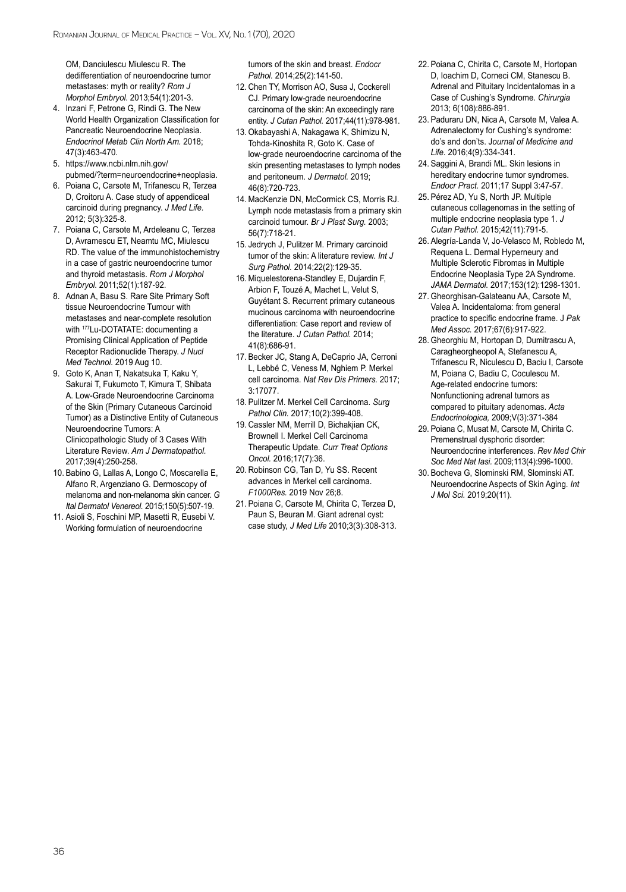OM, Danciulescu Miulescu R. The dedifferentiation of neuroendocrine tumor metastases: myth or reality? *Rom J Morphol Embryol.* 2013;54(1):201-3.

4. Inzani F, Petrone G, Rindi G. The New World Health Organization Classification for Pancreatic Neuroendocrine Neoplasia. *Endocrinol Metab Clin North Am.* 2018; 47(3):463-470.
5. https://www.ncbi.nlm.nih.gov/pubmed/?term=neuroendocrine+neoplasia.
6. Poiana C, Carsote M, Trifanescu R, Terzea D, Croitoru A. Case study of appendiceal carcinoid during pregnancy. *J Med Life.* 2012; 5(3):325-8.
7. Poiana C, Carsote M, Ardeleanu C, Terzea D, Avramescu ET, Neamtu MC, Miulescu RD. The value of the immunohistochemistry in a case of gastric neuroendocrine tumor and thyroid metastasis. *Rom J Morphol Embryol.* 2011;52(1):187-92.
8. Adnan A, Basu S. Rare Site Primary Soft tissue Neuroendocrine Tumour with metastases and near-complete resolution with $^{177}$Lu-DOTATATE: documenting a Promising Clinical Application of Peptide Receptor Radionuclide Therapy. *J Nucl Med Technol.* 2019 Aug 10.
9. Goto K, Anan T, Nakatsuka T, Kaku Y, Sakurai T, Fukumoto T, Kimura T, Shibata A. Low-Grade Neuroendocrine Carcinoma of the Skin (Primary Cutaneous Carcinoid Tumor) as a Distinctive Entity of Cutaneous Neuroendocrine Tumors: A Clinicopathologic Study of 3 Cases With Literature Review. *Am J Dermatopathol.* 2017;39(4):250-258.
10. Babino G, Lallas A, Longo C, Moscarella E, Alfano R, Argenziano G. Dermoscopy of melanoma and non-melanoma skin cancer. *G Ital Dermatol Venereol.* 2015;150(5):507-19.
11. Asioli S, Foschini MP, Masetti R, Eusebi V. Working formulation of neuroendocrine tumors of the skin and breast. *Endocr Pathol.* 2014;25(2):141-50.
12. Chen TY, Morrison AO, Susa J, Cockerell CJ. Primary low-grade neuroendocrine carcinoma of the skin: An exceedingly rare entity. *J Cutan Pathol.* 2017;44(11):978-981.
13. Okabayashi A, Nakagawa K, Shimizu N, Tohda-Kinoshita R, Goto K. Case of low-grade neuroendocrine carcinoma of the skin presenting metastases to lymph nodes and peritoneum. *J Dermatol.* 2019; 46(8):720-723.
14. MacKenzie DN, McCormick CS, Morris RJ. Lymph node metastasis from a primary skin carcinoid tumour. *Br J Plast Surg.* 2003; 56(7):718-21.
15. Jedrych J, Pulitzer M. Primary carcinoid tumor of the skin: A literature review. *Int J Surg Pathol.* 2014;22(2):129-35.
16. Miquelestorena-Standley E, Dujardin F, Arbion F, Touzé A, Machet L, Velut S, Guyétant S. Recurrent primary cutaneous mucinous carcinoma with neuroendocrine differentiation: Case report and review of the literature. *J Cutan Pathol.* 2014; 41(8):686-91.
17. Becker JC, Stang A, DeCaprio JA, Cerroni L, Lebbé C, Veness M, Nghiem P. Merkel cell carcinoma. *Nat Rev Dis Primers.* 2017; 3:17077.
18. Pulitzer M. Merkel Cell Carcinoma. *Surg Pathol Clin.* 2017;10(2):399-408.
19. Cassler NM, Merrill D, Bichakjian CK, Brownell I. Merkel Cell Carcinoma Therapeutic Update. *Curr Treat Options Oncol.* 2016;17(7):36.
20. Robinson CG, Tan D, Yu SS. Recent advances in Merkel cell carcinoma. *F1000Res.* 2019 Nov 26;8.
21. Poiana C, Carsote M, Chirita C, Terzea D, Paun S, Beuran M. Giant adrenal cyst: case study, *J Med Life* 2010;3(3):308-313.
22. Poiana C, Chirita C, Carsote M, Hortopan D, Ioachim D, Corneci CM, Stanescu B. Adrenal and Pituitary Incidentalomas in a Case of Cushing's Syndrome. *Chirurgia* 2013; 6(108):886-891.
23. Paduraru DN, Nica A, Carsote M, Valea A. Adrenalectomy for Cushing's syndrome: do's and don'ts. *Journal of Medicine and Life.* 2016;4(9):334-341.
24. Saggini A, Brandi ML. Skin lesions in hereditary endocrine tumor syndromes. *Endocr Pract.* 2011;17 Suppl 3:47-57.
25. Pérez AD, Yu S, North JP. Multiple cutaneous collagenomas in the setting of multiple endocrine neoplasia type 1. *J Cutan Pathol.* 2015;42(11):791-5.
26. Alegría-Landa V, Jo-Velasco M, Robledo M, Requena L. Dermal Hyperneury and Multiple Sclerotic Fibromas in Multiple Endocrine Neoplasia Type 2A Syndrome. *JAMA Dermatol.* 2017;153(12):1298-1301.
27. Gheorghisan-Galateanu AA, Carsote M, Valea A. Incidentaloma: from general practice to specific endocrine frame. *J Pak Med Assoc.* 2017;67(6):917-922.
28. Gheorghiu M, Hortopan D, Dumitrascu A, Caragheorgheopol A, Stefanescu A, Trifanescu R, Niculescu D, Baciu I, Carsote M, Poiana C, Badiu C, Coculescu M. Age-related endocrine tumors: Nonfunctioning adrenal tumors as compared to pituitary adenomas. *Acta Endocrinologica,* 2009;V(3):371-384
29. Poiana C, Musat M, Carsote M, Chirita C. Premenstrual dysphoric disorder: Neuroendocrine interferences. *Rev Med Chir Soc Med Nat Iasi.* 2009;113(4):996-1000.
30. Bocheva G, Slominski RM, Slominski AT. Neuroendocrine Aspects of Skin Aging. *Int J Mol Sci.* 2019;20(11).